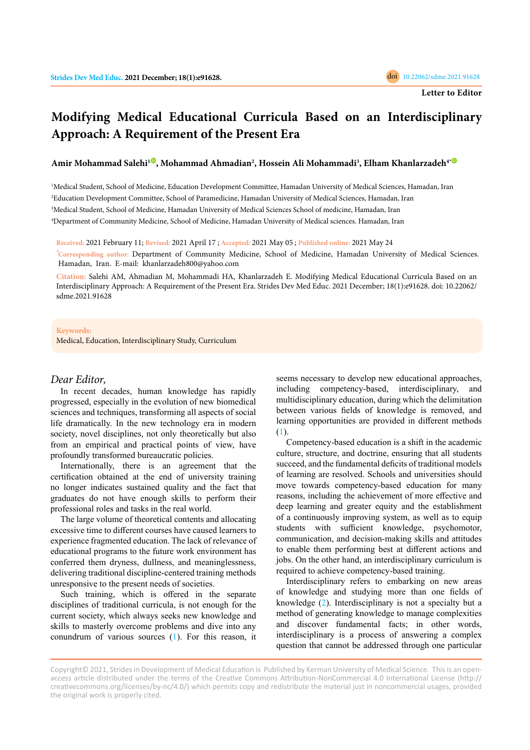Letter to Editor

# Modifying Medical Educational Curricula Based on an Interdisciplinary Approach: A Requirement of the Present Era

**Amir Mohammad Salehi[1], Mohammad Ahmadian[2], Hossein Ali Mohammadi[3], Elham Khanlarzadeh[4*]**

[1]Medical Student, School of Medicine, Education Development Committee, Hamadan University of Medical Sciences, Hamadan, Iran
[2]Education Development Committee, School of Paramedicine, Hamadan University of Medical Sciences, Hamadan, Iran
[3]Medical Student, School of Medicine, Hamadan University of Medical Sciences School of medicine, Hamadan, Iran
[4]Department of Community Medicine, School of Medicine, Hamadan University of Medical sciences. Hamadan, Iran

**Received:** 2021 February 11; **Revised:** 2021 April 17 ; **Accepted:** 2021 May 05 ; **Published online:** 2021 May 24

**\*Corresponding author:** Department of Community Medicine, School of Medicine, Hamadan University of Medical Sciences. Hamadan, Iran. E-mail: khanlarzadeh800@yahoo.com

**Citation:** Salehi AM, Ahmadian M, Mohammadi HA, Khanlarzadeh E. Modifying Medical Educational Curricula Based on an Interdisciplinary Approach: A Requirement of the Present Era. Strides Dev Med Educ. 2021 December; 18(1):e91628. doi: 10.22062/sdme.2021.91628

**Keywords:**
Medical, Education, Interdisciplinary Study, Curriculum

*Dear Editor,*

In recent decades, human knowledge has rapidly progressed, especially in the evolution of new biomedical sciences and techniques, transforming all aspects of social life dramatically. In the new technology era in modern society, novel disciplines, not only theoretically but also from an empirical and practical points of view, have profoundly transformed bureaucratic policies.

Internationally, there is an agreement that the certification obtained at the end of university training no longer indicates sustained quality and the fact that graduates do not have enough skills to perform their professional roles and tasks in the real world.

The large volume of theoretical contents and allocating excessive time to different courses have caused learners to experience fragmented education. The lack of relevance of educational programs to the future work environment has conferred them dryness, dullness, and meaninglessness, delivering traditional discipline-centered training methods unresponsive to the present needs of societies.

Such training, which is offered in the separate disciplines of traditional curricula, is not enough for the current society, which always seeks new knowledge and skills to masterly overcome problems and dive into any conundrum of various sources (1). For this reason, it seems necessary to develop new educational approaches, including competency-based, interdisciplinary, and multidisciplinary education, during which the delimitation between various fields of knowledge is removed, and learning opportunities are provided in different methods (1).

Competency-based education is a shift in the academic culture, structure, and doctrine, ensuring that all students succeed, and the fundamental deficits of traditional models of learning are resolved. Schools and universities should move towards competency-based education for many reasons, including the achievement of more effective and deep learning and greater equity and the establishment of a continuously improving system, as well as to equip students with sufficient knowledge, psychomotor, communication, and decision-making skills and attitudes to enable them performing best at different actions and jobs. On the other hand, an interdisciplinary curriculum is required to achieve competency-based training.

Interdisciplinary refers to embarking on new areas of knowledge and studying more than one fields of knowledge (2). Interdisciplinary is not a specialty but a method of generating knowledge to manage complexities and discover fundamental facts; in other words, interdisciplinary is a process of answering a complex question that cannot be addressed through one particular

Copyright© 2021, Strides in Development of Medical Education is Published by Kerman University of Medical Science. This is an open-access article distributed under the terms of the Creative Commons Attribution-NonCommercial 4.0 International License (http://creativecommons.org/licenses/by-nc/4.0/) which permits copy and redistribute the material just in noncommercial usages, provided the original work is properly cited.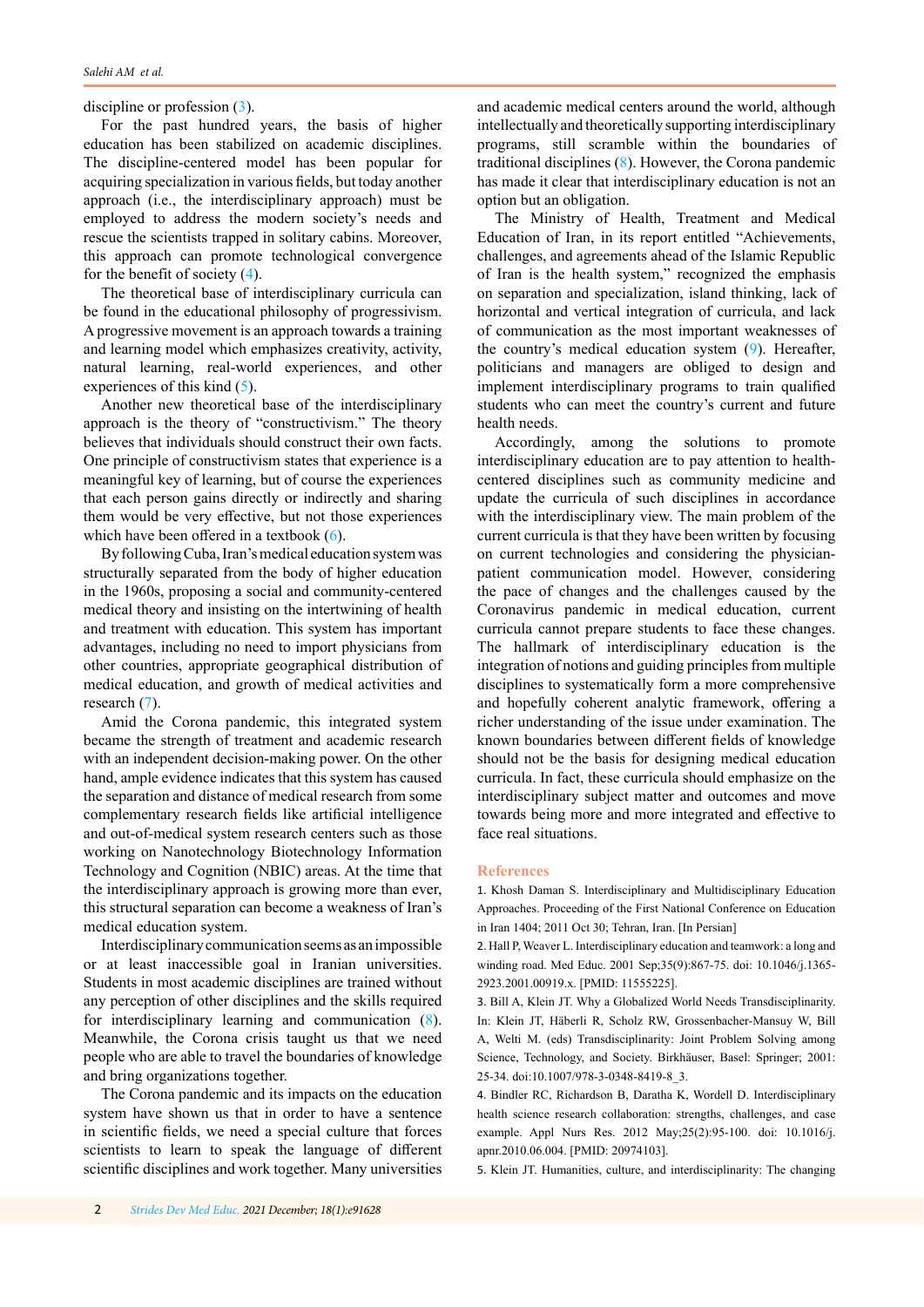discipline or profession (3).

For the past hundred years, the basis of higher education has been stabilized on academic disciplines. The discipline-centered model has been popular for acquiring specialization in various fields, but today another approach (i.e., the interdisciplinary approach) must be employed to address the modern society's needs and rescue the scientists trapped in solitary cabins. Moreover, this approach can promote technological convergence for the benefit of society (4).

The theoretical base of interdisciplinary curricula can be found in the educational philosophy of progressivism. A progressive movement is an approach towards a training and learning model which emphasizes creativity, activity, natural learning, real-world experiences, and other experiences of this kind (5).

Another new theoretical base of the interdisciplinary approach is the theory of "constructivism." The theory believes that individuals should construct their own facts. One principle of constructivism states that experience is a meaningful key of learning, but of course the experiences that each person gains directly or indirectly and sharing them would be very effective, but not those experiences which have been offered in a textbook (6).

By following Cuba, Iran's medical education system was structurally separated from the body of higher education in the 1960s, proposing a social and community-centered medical theory and insisting on the intertwining of health and treatment with education. This system has important advantages, including no need to import physicians from other countries, appropriate geographical distribution of medical education, and growth of medical activities and research (7).

Amid the Corona pandemic, this integrated system became the strength of treatment and academic research with an independent decision-making power. On the other hand, ample evidence indicates that this system has caused the separation and distance of medical research from some complementary research fields like artificial intelligence and out-of-medical system research centers such as those working on Nanotechnology Biotechnology Information Technology and Cognition (NBIC) areas. At the time that the interdisciplinary approach is growing more than ever, this structural separation can become a weakness of Iran's medical education system.

Interdisciplinary communication seems as an impossible or at least inaccessible goal in Iranian universities. Students in most academic disciplines are trained without any perception of other disciplines and the skills required for interdisciplinary learning and communication (8). Meanwhile, the Corona crisis taught us that we need people who are able to travel the boundaries of knowledge and bring organizations together.

The Corona pandemic and its impacts on the education system have shown us that in order to have a sentence in scientific fields, we need a special culture that forces scientists to learn to speak the language of different scientific disciplines and work together. Many universities and academic medical centers around the world, although intellectually and theoretically supporting interdisciplinary programs, still scramble within the boundaries of traditional disciplines (8). However, the Corona pandemic has made it clear that interdisciplinary education is not an option but an obligation.

The Ministry of Health, Treatment and Medical Education of Iran, in its report entitled "Achievements, challenges, and agreements ahead of the Islamic Republic of Iran is the health system," recognized the emphasis on separation and specialization, island thinking, lack of horizontal and vertical integration of curricula, and lack of communication as the most important weaknesses of the country's medical education system (9). Hereafter, politicians and managers are obliged to design and implement interdisciplinary programs to train qualified students who can meet the country's current and future health needs.

Accordingly, among the solutions to promote interdisciplinary education are to pay attention to health-centered disciplines such as community medicine and update the curricula of such disciplines in accordance with the interdisciplinary view. The main problem of the current curricula is that they have been written by focusing on current technologies and considering the physician-patient communication model. However, considering the pace of changes and the challenges caused by the Coronavirus pandemic in medical education, current curricula cannot prepare students to face these changes. The hallmark of interdisciplinary education is the integration of notions and guiding principles from multiple disciplines to systematically form a more comprehensive and hopefully coherent analytic framework, offering a richer understanding of the issue under examination. The known boundaries between different fields of knowledge should not be the basis for designing medical education curricula. In fact, these curricula should emphasize on the interdisciplinary subject matter and outcomes and move towards being more and more integrated and effective to face real situations.

## References

1. Khosh Daman S. Interdisciplinary and Multidisciplinary Education Approaches. Proceeding of the First National Conference on Education in Iran 1404; 2011 Oct 30; Tehran, Iran. [In Persian]
2. Hall P, Weaver L. Interdisciplinary education and teamwork: a long and winding road. Med Educ. 2001 Sep;35(9):867-75. doi: 10.1046/j.1365-2923.2001.00919.x. [PMID: 11555225].
3. Bill A, Klein JT. Why a Globalized World Needs Transdisciplinarity. In: Klein JT, Häberli R, Scholz RW, Grossenbacher-Mansuy W, Bill A, Welti M. (eds) Transdisciplinarity: Joint Problem Solving among Science, Technology, and Society. Birkhäuser, Basel: Springer; 2001: 25-34. doi:10.1007/978-3-0348-8419-8_3.
4. Bindler RC, Richardson B, Daratha K, Wordell D. Interdisciplinary health science research collaboration: strengths, challenges, and case example. Appl Nurs Res. 2012 May;25(2):95-100. doi: 10.1016/j.apnr.2010.06.004. [PMID: 20974103].
5. Klein JT. Humanities, culture, and interdisciplinarity: The changing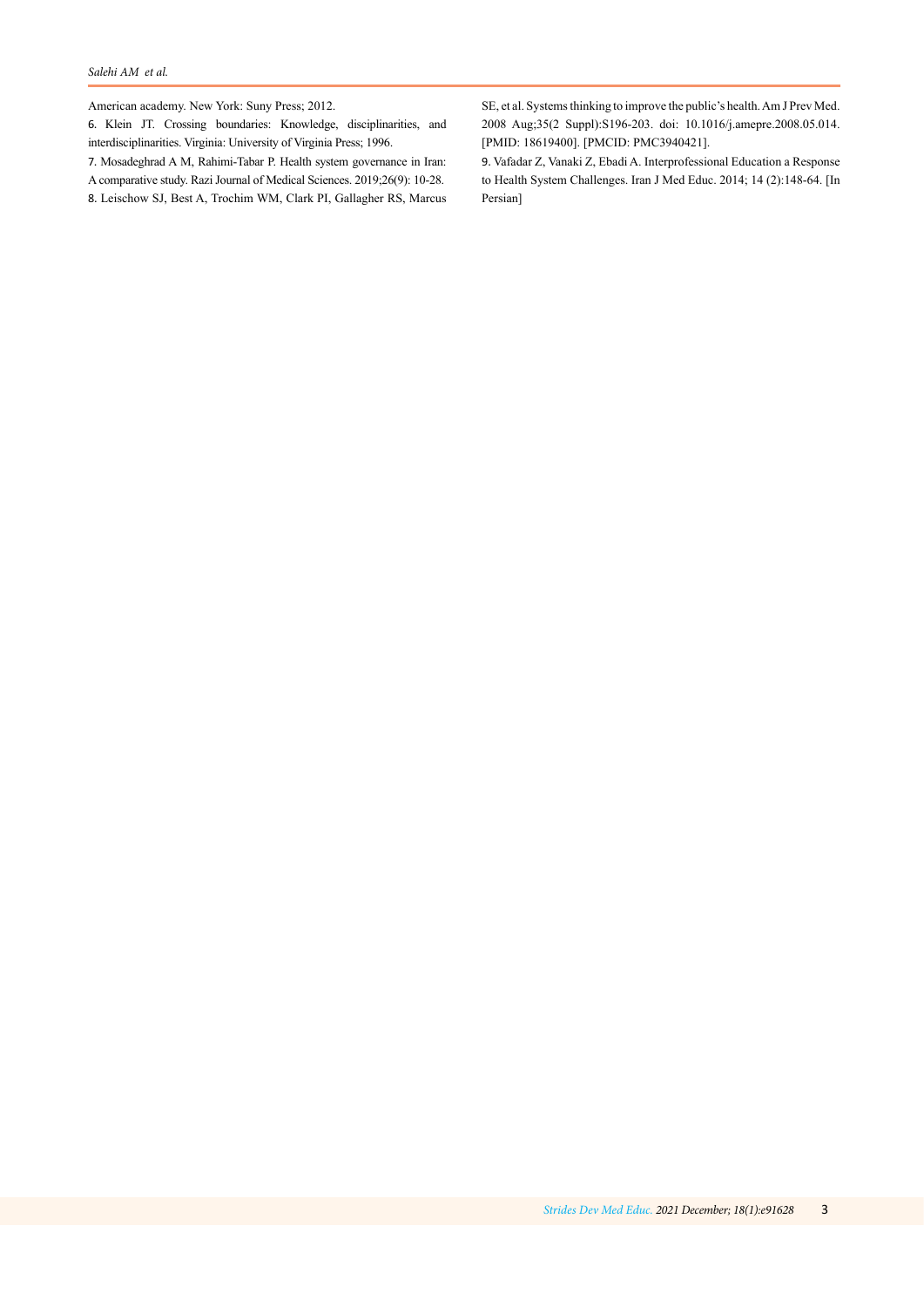American academy. New York: Suny Press; 2012.

6. Klein JT. Crossing boundaries: Knowledge, disciplinarities, and interdisciplinarities. Virginia: University of Virginia Press; 1996.

7. Mosadeghrad A M, Rahimi-Tabar P. Health system governance in Iran: A comparative study. Razi Journal of Medical Sciences. 2019;26(9): 10-28.

8. Leischow SJ, Best A, Trochim WM, Clark PI, Gallagher RS, Marcus SE, et al. Systems thinking to improve the public's health. Am J Prev Med. 2008 Aug;35(2 Suppl):S196-203. doi: 10.1016/j.amepre.2008.05.014. [PMID: 18619400]. [PMCID: PMC3940421].

9. Vafadar Z, Vanaki Z, Ebadi A. Interprofessional Education a Response to Health System Challenges. Iran J Med Educ. 2014; 14 (2):148-64. [In Persian]